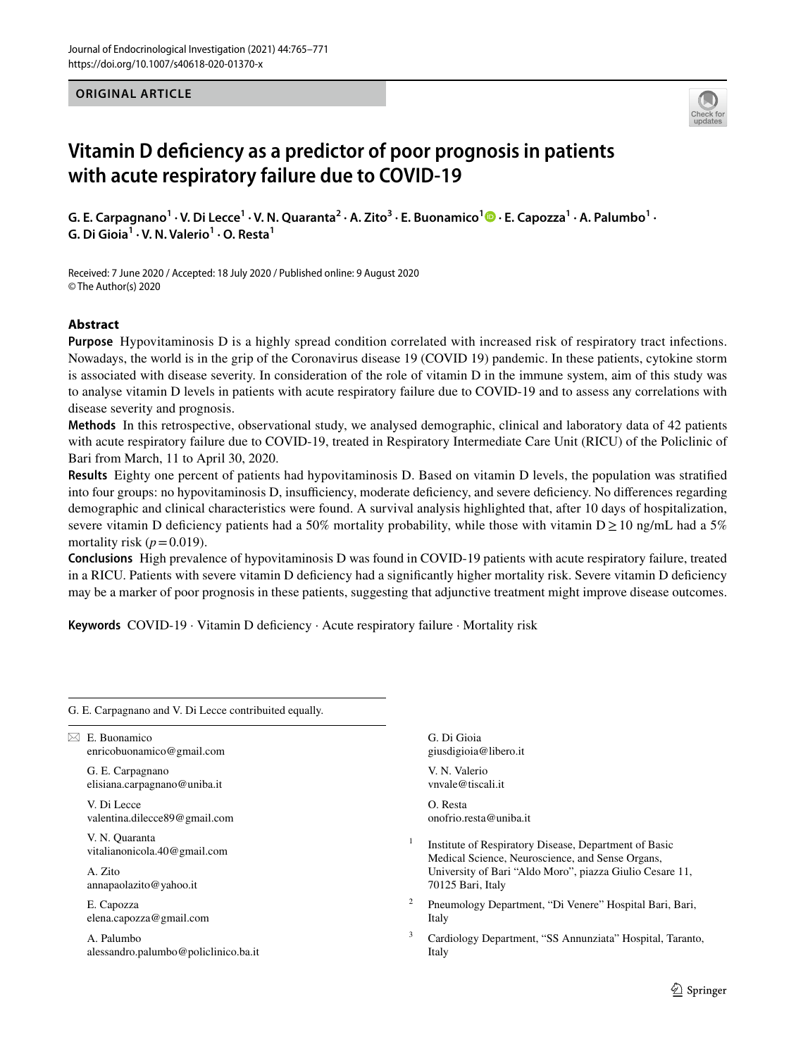ORIGINAL ARTICLE

# Vitamin D deficiency as a predictor of poor prognosis in patients with acute respiratory failure due to COVID-19

G. E. Carpagnano[1] · V. Di Lecce[1] · V. N. Quaranta[2] · A. Zito[3] · E. Buonamico[1] · E. Capozza[1] · A. Palumbo[1] · G. Di Gioia[1] · V. N. Valerio[1] · O. Resta[1]

Received: 7 June 2020 / Accepted: 18 July 2020 / Published online: 9 August 2020
© The Author(s) 2020

## Abstract

**Purpose** Hypovitaminosis D is a highly spread condition correlated with increased risk of respiratory tract infections. Nowadays, the world is in the grip of the Coronavirus disease 19 (COVID 19) pandemic. In these patients, cytokine storm is associated with disease severity. In consideration of the role of vitamin D in the immune system, aim of this study was to analyse vitamin D levels in patients with acute respiratory failure due to COVID-19 and to assess any correlations with disease severity and prognosis.

**Methods** In this retrospective, observational study, we analysed demographic, clinical and laboratory data of 42 patients with acute respiratory failure due to COVID-19, treated in Respiratory Intermediate Care Unit (RICU) of the Policlinic of Bari from March, 11 to April 30, 2020.

**Results** Eighty one percent of patients had hypovitaminosis D. Based on vitamin D levels, the population was stratified into four groups: no hypovitaminosis D, insufficiency, moderate deficiency, and severe deficiency. No differences regarding demographic and clinical characteristics were found. A survival analysis highlighted that, after 10 days of hospitalization, severe vitamin D deficiency patients had a 50% mortality probability, while those with vitamin D $\geq$ 10 ng/mL had a 5% mortality risk ($p = 0.019$).

**Conclusions** High prevalence of hypovitaminosis D was found in COVID-19 patients with acute respiratory failure, treated in a RICU. Patients with severe vitamin D deficiency had a significantly higher mortality risk. Severe vitamin D deficiency may be a marker of poor prognosis in these patients, suggesting that adjunctive treatment might improve disease outcomes.

**Keywords** COVID-19 · Vitamin D deficiency · Acute respiratory failure · Mortality risk

G. E. Carpagnano and V. Di Lecce contributed equally.

✉ E. Buonamico
enricobuonamico@gmail.com

G. E. Carpagnano
elisiana.carpagnano@uniba.it

V. Di Lecce
valentina.dilecce89@gmail.com

V. N. Quaranta
vitalianonicola.40@gmail.com

A. Zito
annapaolazito@yahoo.it

E. Capozza
elena.capozza@gmail.com

A. Palumbo
alessandro.palumbo@policlinico.ba.it

G. Di Gioia
giusdigioia@libero.it

V. N. Valerio
vnvale@tiscali.it

O. Resta
onofrio.resta@uniba.it

[1] Institute of Respiratory Disease, Department of Basic Medical Science, Neuroscience, and Sense Organs, University of Bari "Aldo Moro", piazza Giulio Cesare 11, 70125 Bari, Italy

[2] Pneumology Department, "Di Venere" Hospital Bari, Bari, Italy

[3] Cardiology Department, "SS Annunziata" Hospital, Taranto, Italy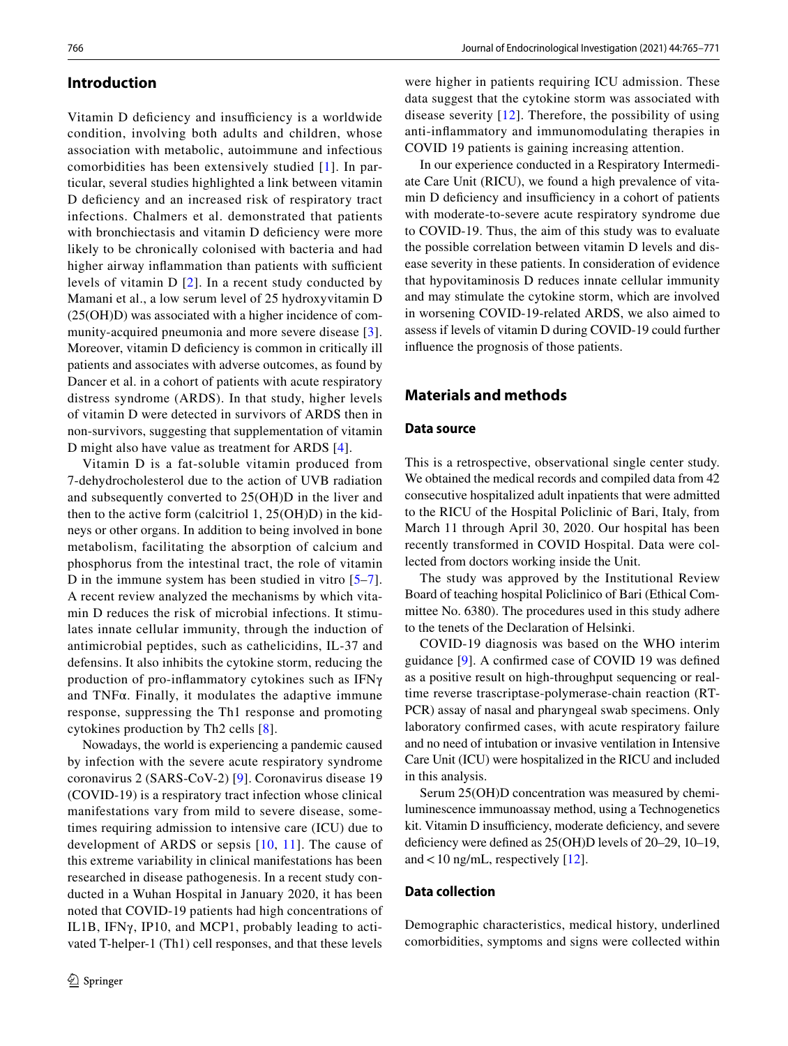## Introduction

Vitamin D deficiency and insufficiency is a worldwide condition, involving both adults and children, whose association with metabolic, autoimmune and infectious comorbidities has been extensively studied [1]. In particular, several studies highlighted a link between vitamin D deficiency and an increased risk of respiratory tract infections. Chalmers et al. demonstrated that patients with bronchiectasis and vitamin D deficiency were more likely to be chronically colonised with bacteria and had higher airway inflammation than patients with sufficient levels of vitamin D [2]. In a recent study conducted by Mamani et al., a low serum level of 25 hydroxyvitamin D (25(OH)D) was associated with a higher incidence of community-acquired pneumonia and more severe disease [3]. Moreover, vitamin D deficiency is common in critically ill patients and associates with adverse outcomes, as found by Dancer et al. in a cohort of patients with acute respiratory distress syndrome (ARDS). In that study, higher levels of vitamin D were detected in survivors of ARDS then in non-survivors, suggesting that supplementation of vitamin D might also have value as treatment for ARDS [4].

Vitamin D is a fat-soluble vitamin produced from 7-dehydrocholesterol due to the action of UVB radiation and subsequently converted to 25(OH)D in the liver and then to the active form (calcitriol 1, 25(OH)D) in the kidneys or other organs. In addition to being involved in bone metabolism, facilitating the absorption of calcium and phosphorus from the intestinal tract, the role of vitamin D in the immune system has been studied in vitro [5–7]. A recent review analyzed the mechanisms by which vitamin D reduces the risk of microbial infections. It stimulates innate cellular immunity, through the induction of antimicrobial peptides, such as cathelicidins, IL-37 and defensins. It also inhibits the cytokine storm, reducing the production of pro-inflammatory cytokines such as IFNγ and TNFα. Finally, it modulates the adaptive immune response, suppressing the Th1 response and promoting cytokines production by Th2 cells [8].

Nowadays, the world is experiencing a pandemic caused by infection with the severe acute respiratory syndrome coronavirus 2 (SARS-CoV-2) [9]. Coronavirus disease 19 (COVID-19) is a respiratory tract infection whose clinical manifestations vary from mild to severe disease, sometimes requiring admission to intensive care (ICU) due to development of ARDS or sepsis [10, 11]. The cause of this extreme variability in clinical manifestations has been researched in disease pathogenesis. In a recent study conducted in a Wuhan Hospital in January 2020, it has been noted that COVID-19 patients had high concentrations of IL1B, IFNγ, IP10, and MCP1, probably leading to activated T-helper-1 (Th1) cell responses, and that these levels were higher in patients requiring ICU admission. These data suggest that the cytokine storm was associated with disease severity [12]. Therefore, the possibility of using anti-inflammatory and immunomodulating therapies in COVID 19 patients is gaining increasing attention.

In our experience conducted in a Respiratory Intermediate Care Unit (RICU), we found a high prevalence of vitamin D deficiency and insufficiency in a cohort of patients with moderate-to-severe acute respiratory syndrome due to COVID-19. Thus, the aim of this study was to evaluate the possible correlation between vitamin D levels and disease severity in these patients. In consideration of evidence that hypovitaminosis D reduces innate cellular immunity and may stimulate the cytokine storm, which are involved in worsening COVID-19-related ARDS, we also aimed to assess if levels of vitamin D during COVID-19 could further influence the prognosis of those patients.

## Materials and methods

### Data source

This is a retrospective, observational single center study. We obtained the medical records and compiled data from 42 consecutive hospitalized adult inpatients that were admitted to the RICU of the Hospital Policlinic of Bari, Italy, from March 11 through April 30, 2020. Our hospital has been recently transformed in COVID Hospital. Data were collected from doctors working inside the Unit.

The study was approved by the Institutional Review Board of teaching hospital Policlinico of Bari (Ethical Committee No. 6380). The procedures used in this study adhere to the tenets of the Declaration of Helsinki.

COVID-19 diagnosis was based on the WHO interim guidance [9]. A confirmed case of COVID 19 was defined as a positive result on high-throughput sequencing or real-time reverse trascriptase-polymerase-chain reaction (RT-PCR) assay of nasal and pharyngeal swab specimens. Only laboratory confirmed cases, with acute respiratory failure and no need of intubation or invasive ventilation in Intensive Care Unit (ICU) were hospitalized in the RICU and included in this analysis.

Serum 25(OH)D concentration was measured by chemiluminescence immunoassay method, using a Technogenetics kit. Vitamin D insufficiency, moderate deficiency, and severe deficiency were defined as 25(OH)D levels of 20–29, 10–19, and < 10 ng/mL, respectively [12].

### Data collection

Demographic characteristics, medical history, underlined comorbidities, symptoms and signs were collected within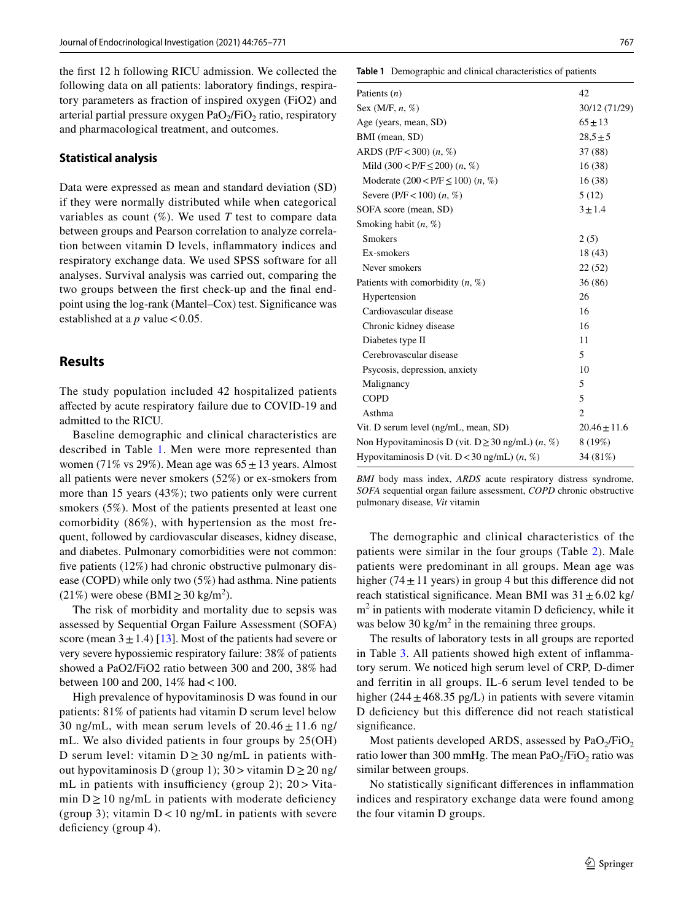the first 12 h following RICU admission. We collected the following data on all patients: laboratory findings, respiratory parameters as fraction of inspired oxygen (FiO2) and arterial partial pressure oxygen $PaO_2/FiO_2$ ratio, respiratory and pharmacological treatment, and outcomes.

### Statistical analysis

Data were expressed as mean and standard deviation (SD) if they were normally distributed while when categorical variables as count (%). We used *T* test to compare data between groups and Pearson correlation to analyze correlation between vitamin D levels, inflammatory indices and respiratory exchange data. We used SPSS software for all analyses. Survival analysis was carried out, comparing the two groups between the first check-up and the final endpoint using the log-rank (Mantel–Cox) test. Significance was established at a *p* value < 0.05.

## Results

The study population included 42 hospitalized patients affected by acute respiratory failure due to COVID-19 and admitted to the RICU.

Baseline demographic and clinical characteristics are described in Table 1. Men were more represented than women (71% vs 29%). Mean age was 65 ± 13 years. Almost all patients were never smokers (52%) or ex-smokers from more than 15 years (43%); two patients only were current smokers (5%). Most of the patients presented at least one comorbidity (86%), with hypertension as the most frequent, followed by cardiovascular diseases, kidney disease, and diabetes. Pulmonary comorbidities were not common: five patients (12%) had chronic obstructive pulmonary disease (COPD) while only two (5%) had asthma. Nine patients (21%) were obese (BMI ≥ 30 kg/$m^2$).

The risk of morbidity and mortality due to sepsis was assessed by Sequential Organ Failure Assessment (SOFA) score (mean 3 ± 1.4) [13]. Most of the patients had severe or very severe hypossiemic respiratory failure: 38% of patients showed a PaO2/FiO2 ratio between 300 and 200, 38% had between 100 and 200, 14% had < 100.

High prevalence of hypovitaminosis D was found in our patients: 81% of patients had vitamin D serum level below 30 ng/mL, with mean serum levels of 20.46 ± 11.6 ng/mL. We also divided patients in four groups by 25(OH) D serum level: vitamin D ≥ 30 ng/mL in patients without hypovitaminosis D (group 1); 30 > vitamin D ≥ 20 ng/mL in patients with insufficiency (group 2); 20 > Vitamin D ≥ 10 ng/mL in patients with moderate deficiency (group 3); vitamin D < 10 ng/mL in patients with severe deficiency (group 4).

**Table 1** Demographic and clinical characteristics of patients

| | |
|---|---|
| Patients (*n*) | 42 |
| Sex (M/F, *n*, %) | 30/12 (71/29) |
| Age (years, mean, SD) | 65 ± 13 |
| BMI (mean, SD) | 28,5 ± 5 |
| ARDS (P/F < 300) (*n*, %) | 37 (88) |
| Mild (300 < P/F ≤ 200) (*n*, %) | 16 (38) |
| Moderate (200 < P/F ≤ 100) (*n*, %) | 16 (38) |
| Severe (P/F < 100) (*n*, %) | 5 (12) |
| SOFA score (mean, SD) | 3 ± 1.4 |
| Smoking habit (*n*, %) | |
| Smokers | 2 (5) |
| Ex-smokers | 18 (43) |
| Never smokers | 22 (52) |
| Patients with comorbidity (*n*, %) | 36 (86) |
| Hypertension | 26 |
| Cardiovascular disease | 16 |
| Chronic kidney disease | 16 |
| Diabetes type II | 11 |
| Cerebrovascular disease | 5 |
| Psycosis, depression, anxiety | 10 |
| Malignancy | 5 |
| COPD | 5 |
| Asthma | 2 |
| Vit. D serum level (ng/mL, mean, SD) | 20.46 ± 11.6 |
| Non Hypovitaminosis D (vit. D ≥ 30 ng/mL) (*n*, %) | 8 (19%) |
| Hypovitaminosis D (vit. D < 30 ng/mL) (*n*, %) | 34 (81%) |

*BMI* body mass index, *ARDS* acute respiratory distress syndrome, *SOFA* sequential organ failure assessment, *COPD* chronic obstructive pulmonary disease, *Vit* vitamin

The demographic and clinical characteristics of the patients were similar in the four groups (Table 2). Male patients were predominant in all groups. Mean age was higher (74 ± 11 years) in group 4 but this difference did not reach statistical significance. Mean BMI was 31 ± 6.02 kg/$m^2$ in patients with moderate vitamin D deficiency, while it was below 30 kg/$m^2$ in the remaining three groups.

The results of laboratory tests in all groups are reported in Table 3. All patients showed high extent of inflammatory serum. We noticed high serum level of CRP, D-dimer and ferritin in all groups. IL-6 serum level tended to be higher (244 ± 468.35 pg/L) in patients with severe vitamin D deficiency but this difference did not reach statistical significance.

Most patients developed ARDS, assessed by $PaO_2/FiO_2$ ratio lower than 300 mmHg. The mean $PaO_2/FiO_2$ ratio was similar between groups.

No statistically significant differences in inflammation indices and respiratory exchange data were found among the four vitamin D groups.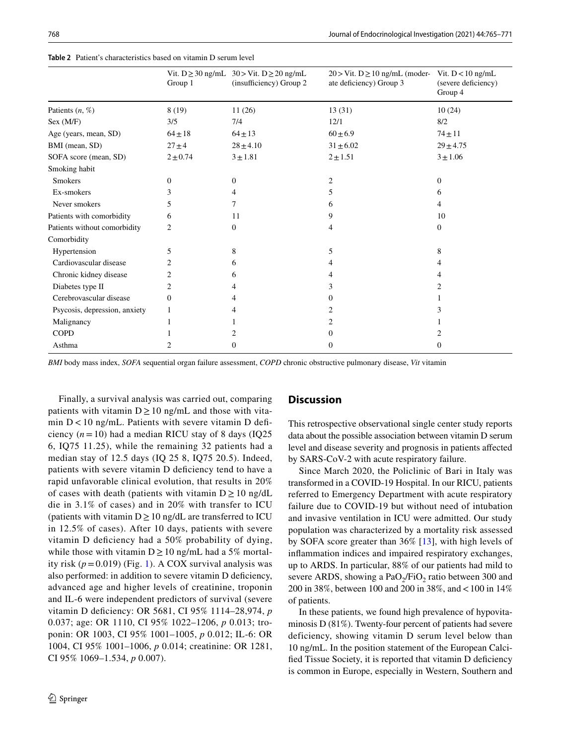**Table 2** Patient's characteristics based on vitamin D serum level

| | Vit. D ≥ 30 ng/mL Group 1 | 30 > Vit. D ≥ 20 ng/mL (insufficiency) Group 2 | 20 > Vit. D ≥ 10 ng/mL (moderate deficiency) Group 3 | Vit. D < 10 ng/mL (severe deficiency) Group 4 |
|---|---|---|---|---|
| Patients (*n*, %) | 8 (19) | 11 (26) | 13 (31) | 10 (24) |
| Sex (M/F) | 3/5 | 7/4 | 12/1 | 8/2 |
| Age (years, mean, SD) | 64 ± 18 | 64 ± 13 | 60 ± 6.9 | 74 ± 11 |
| BMI (mean, SD) | 27 ± 4 | 28 ± 4.10 | 31 ± 6.02 | 29 ± 4.75 |
| SOFA score (mean, SD) | 2 ± 0.74 | 3 ± 1.81 | 2 ± 1.51 | 3 ± 1.06 |
| Smoking habit | | | | |
| Smokers | 0 | 0 | 2 | 0 |
| Ex-smokers | 3 | 4 | 5 | 6 |
| Never smokers | 5 | 7 | 6 | 4 |
| Patients with comorbidity | 6 | 11 | 9 | 10 |
| Patients without comorbidity | 2 | 0 | 4 | 0 |
| Comorbidity | | | | |
| Hypertension | 5 | 8 | 5 | 8 |
| Cardiovascular disease | 2 | 6 | 4 | 4 |
| Chronic kidney disease | 2 | 6 | 4 | 4 |
| Diabetes type II | 2 | 4 | 3 | 2 |
| Cerebrovascular disease | 0 | 4 | 0 | 1 |
| Psycosis, depression, anxiety | 1 | 4 | 2 | 3 |
| Malignancy | 1 | 1 | 2 | 1 |
| COPD | 1 | 2 | 0 | 2 |
| Asthma | 2 | 0 | 0 | 0 |

*BMI* body mass index, *SOFA* sequential organ failure assessment, *COPD* chronic obstructive pulmonary disease, *Vit* vitamin

Finally, a survival analysis was carried out, comparing patients with vitamin D ≥ 10 ng/mL and those with vitamin D < 10 ng/mL. Patients with severe vitamin D deficiency ($n = 10$) had a median RICU stay of 8 days (IQ25 6, IQ75 11.25), while the remaining 32 patients had a median stay of 12.5 days (IQ 25 8, IQ75 20.5). Indeed, patients with severe vitamin D deficiency tend to have a rapid unfavorable clinical evolution, that results in 20% of cases with death (patients with vitamin D ≥ 10 ng/dL die in 3.1% of cases) and in 20% with transfer to ICU (patients with vitamin D ≥ 10 ng/dL are transferred to ICU in 12.5% of cases). After 10 days, patients with severe vitamin D deficiency had a 50% probability of dying, while those with vitamin D ≥ 10 ng/mL had a 5% mortality risk ($p = 0.019$) (Fig. 1). A COX survival analysis was also performed: in addition to severe vitamin D deficiency, advanced age and higher levels of creatinine, troponin and IL-6 were independent predictors of survival (severe vitamin D deficiency: OR 5681, CI 95% 1114–28,974, *p* 0.037; age: OR 1110, CI 95% 1022–1206, *p* 0.013; troponin: OR 1003, CI 95% 1001–1005, *p* 0.012; IL-6: OR 1004, CI 95% 1001–1006, *p* 0.014; creatinine: OR 1281, CI 95% 1069–1.534, *p* 0.007).

## Discussion

This retrospective observational single center study reports data about the possible association between vitamin D serum level and disease severity and prognosis in patients affected by SARS-CoV-2 with acute respiratory failure.

Since March 2020, the Policlinic of Bari in Italy was transformed in a COVID-19 Hospital. In our RICU, patients referred to Emergency Department with acute respiratory failure due to COVID-19 but without need of intubation and invasive ventilation in ICU were admitted. Our study population was characterized by a mortality risk assessed by SOFA score greater than 36% [13], with high levels of inflammation indices and impaired respiratory exchanges, up to ARDS. In particular, 88% of our patients had mild to severe ARDS, showing a $PaO_2/FiO_2$ ratio between 300 and 200 in 38%, between 100 and 200 in 38%, and < 100 in 14% of patients.

In these patients, we found high prevalence of hypovitaminosis D (81%). Twenty-four percent of patients had severe deficiency, showing vitamin D serum level below than 10 ng/mL. In the position statement of the European Calcified Tissue Society, it is reported that vitamin D deficiency is common in Europe, especially in Western, Southern and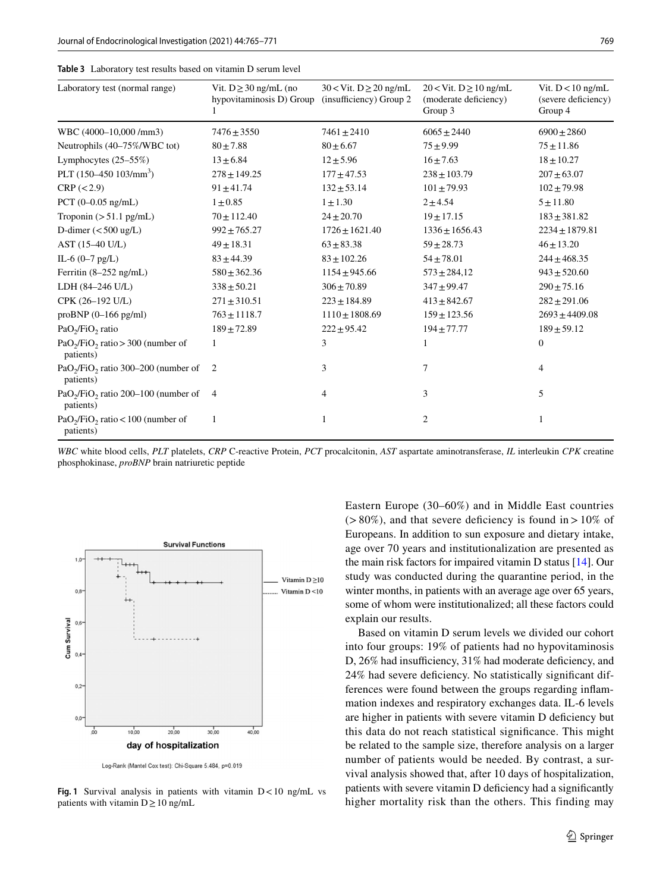**Table 3** Laboratory test results based on vitamin D serum level

| Laboratory test (normal range) | Vit. D ≥ 30 ng/mL (no hypovitaminosis D) Group 1 | 30 < Vit. D ≥ 20 ng/mL (insufficiency) Group 2 | 20 < Vit. D ≥ 10 ng/mL (moderate deficiency) Group 3 | Vit. D < 10 ng/mL (severe deficiency) Group 4 |
|---|---|---|---|---|
| WBC (4000–10,000 /mm3) | 7476 ± 3550 | 7461 ± 2410 | 6065 ± 2440 | 6900 ± 2860 |
| Neutrophils (40–75%/WBC tot) | 80 ± 7.88 | 80 ± 6.67 | 75 ± 9.99 | 75 ± 11.86 |
| Lymphocytes (25–55%) | 13 ± 6.84 | 12 ± 5.96 | 16 ± 7.63 | 18 ± 10.27 |
| PLT (150–450 $10^3$/mm$^3$) | 278 ± 149.25 | 177 ± 47.53 | 238 ± 103.79 | 207 ± 63.07 |
| CRP (< 2.9) | 91 ± 41.74 | 132 ± 53.14 | 101 ± 79.93 | 102 ± 79.98 |
| PCT (0–0.05 ng/mL) | 1 ± 0.85 | 1 ± 1.30 | 2 ± 4.54 | 5 ± 11.80 |
| Troponin (> 51.1 pg/mL) | 70 ± 112.40 | 24 ± 20.70 | 19 ± 17.15 | 183 ± 381.82 |
| D-dimer (< 500 ug/L) | 992 ± 765.27 | 1726 ± 1621.40 | 1336 ± 1656.43 | 2234 ± 1879.81 |
| AST (15–40 U/L) | 49 ± 18.31 | 63 ± 83.38 | 59 ± 28.73 | 46 ± 13.20 |
| IL-6 (0–7 pg/L) | 83 ± 44.39 | 83 ± 102.26 | 54 ± 78.01 | 244 ± 468.35 |
| Ferritin (8–252 ng/mL) | 580 ± 362.36 | 1154 ± 945.66 | 573 ± 284,12 | 943 ± 520.60 |
| LDH (84–246 U/L) | 338 ± 50.21 | 306 ± 70.89 | 347 ± 99.47 | 290 ± 75.16 |
| CPK (26–192 U/L) | 271 ± 310.51 | 223 ± 184.89 | 413 ± 842.67 | 282 ± 291.06 |
| proBNP (0–166 pg/ml) | 763 ± 1118.7 | 1110 ± 1808.69 | 159 ± 123.56 | 2693 ± 4409.08 |
| $PaO_2/FiO_2$ ratio | 189 ± 72.89 | 222 ± 95.42 | 194 ± 77.77 | 189 ± 59.12 |
| $PaO_2/FiO_2$ ratio > 300 (number of patients) | 1 | 3 | 1 | 0 |
| $PaO_2/FiO_2$ ratio 300–200 (number of patients) | 2 | 3 | 7 | 4 |
| $PaO_2/FiO_2$ ratio 200–100 (number of patients) | 4 | 4 | 3 | 5 |
| $PaO_2/FiO_2$ ratio < 100 (number of patients) | 1 | 1 | 2 | 1 |

*WBC* white blood cells, *PLT* platelets, *CRP* C-reactive Protein, *PCT* procalcitonin, *AST* aspartate aminotransferase, *IL* interleukin *CPK* creatine phosphokinase, *proBNP* brain natriuretic peptide

Log-Rank (Mantel Cox test): Chi-Square 5.484, p=0.019

**Fig. 1** Survival analysis in patients with vitamin D < 10 ng/mL vs patients with vitamin D ≥ 10 ng/mL

Eastern Europe (30–60%) and in Middle East countries (> 80%), and that severe deficiency is found in > 10% of Europeans. In addition to sun exposure and dietary intake, age over 70 years and institutionalization are presented as the main risk factors for impaired vitamin D status [14]. Our study was conducted during the quarantine period, in the winter months, in patients with an average age over 65 years, some of whom were institutionalized; all these factors could explain our results.

Based on vitamin D serum levels we divided our cohort into four groups: 19% of patients had no hypovitaminosis D, 26% had insufficiency, 31% had moderate deficiency, and 24% had severe deficiency. No statistically significant differences were found between the groups regarding inflammation indexes and respiratory exchanges data. IL-6 levels are higher in patients with severe vitamin D deficiency but this data do not reach statistical significance. This might be related to the sample size, therefore analysis on a larger number of patients would be needed. By contrast, a survival analysis showed that, after 10 days of hospitalization, patients with severe vitamin D deficiency had a significantly higher mortality risk than the others. This finding may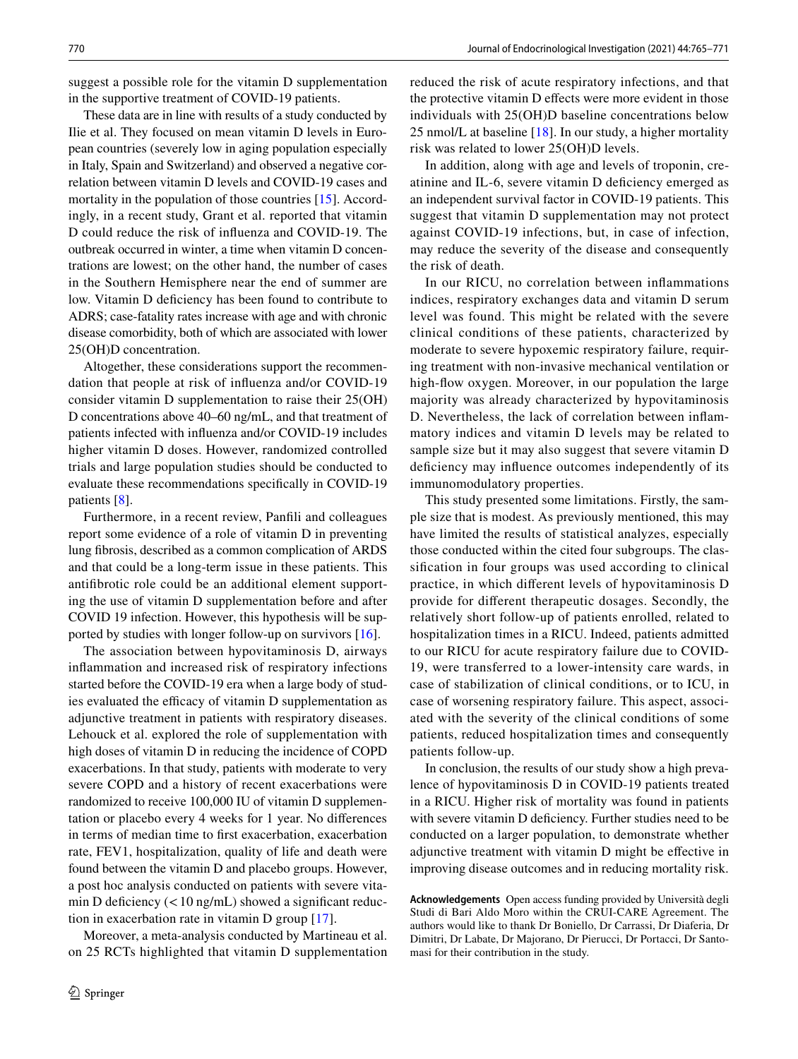suggest a possible role for the vitamin D supplementation in the supportive treatment of COVID-19 patients.

These data are in line with results of a study conducted by Ilie et al. They focused on mean vitamin D levels in European countries (severely low in aging population especially in Italy, Spain and Switzerland) and observed a negative correlation between vitamin D levels and COVID-19 cases and mortality in the population of those countries [15]. Accordingly, in a recent study, Grant et al. reported that vitamin D could reduce the risk of influenza and COVID-19. The outbreak occurred in winter, a time when vitamin D concentrations are lowest; on the other hand, the number of cases in the Southern Hemisphere near the end of summer are low. Vitamin D deficiency has been found to contribute to ADRS; case-fatality rates increase with age and with chronic disease comorbidity, both of which are associated with lower 25(OH)D concentration.

Altogether, these considerations support the recommendation that people at risk of influenza and/or COVID-19 consider vitamin D supplementation to raise their 25(OH)D concentrations above 40–60 ng/mL, and that treatment of patients infected with influenza and/or COVID-19 includes higher vitamin D doses. However, randomized controlled trials and large population studies should be conducted to evaluate these recommendations specifically in COVID-19 patients [8].

Furthermore, in a recent review, Panfili and colleagues report some evidence of a role of vitamin D in preventing lung fibrosis, described as a common complication of ARDS and that could be a long-term issue in these patients. This antifibrotic role could be an additional element supporting the use of vitamin D supplementation before and after COVID 19 infection. However, this hypothesis will be supported by studies with longer follow-up on survivors [16].

The association between hypovitaminosis D, airways inflammation and increased risk of respiratory infections started before the COVID-19 era when a large body of studies evaluated the efficacy of vitamin D supplementation as adjunctive treatment in patients with respiratory diseases. Lehouck et al. explored the role of supplementation with high doses of vitamin D in reducing the incidence of COPD exacerbations. In that study, patients with moderate to very severe COPD and a history of recent exacerbations were randomized to receive 100,000 IU of vitamin D supplementation or placebo every 4 weeks for 1 year. No differences in terms of median time to first exacerbation, exacerbation rate, FEV1, hospitalization, quality of life and death were found between the vitamin D and placebo groups. However, a post hoc analysis conducted on patients with severe vitamin D deficiency (< 10 ng/mL) showed a significant reduction in exacerbation rate in vitamin D group [17].

Moreover, a meta-analysis conducted by Martineau et al. on 25 RCTs highlighted that vitamin D supplementation reduced the risk of acute respiratory infections, and that the protective vitamin D effects were more evident in those individuals with 25(OH)D baseline concentrations below 25 nmol/L at baseline [18]. In our study, a higher mortality risk was related to lower 25(OH)D levels.

In addition, along with age and levels of troponin, creatinine and IL-6, severe vitamin D deficiency emerged as an independent survival factor in COVID-19 patients. This suggest that vitamin D supplementation may not protect against COVID-19 infections, but, in case of infection, may reduce the severity of the disease and consequently the risk of death.

In our RICU, no correlation between inflammations indices, respiratory exchanges data and vitamin D serum level was found. This might be related with the severe clinical conditions of these patients, characterized by moderate to severe hypoxemic respiratory failure, requiring treatment with non-invasive mechanical ventilation or high-flow oxygen. Moreover, in our population the large majority was already characterized by hypovitaminosis D. Nevertheless, the lack of correlation between inflammatory indices and vitamin D levels may be related to sample size but it may also suggest that severe vitamin D deficiency may influence outcomes independently of its immunomodulatory properties.

This study presented some limitations. Firstly, the sample size that is modest. As previously mentioned, this may have limited the results of statistical analyzes, especially those conducted within the cited four subgroups. The classification in four groups was used according to clinical practice, in which different levels of hypovitaminosis D provide for different therapeutic dosages. Secondly, the relatively short follow-up of patients enrolled, related to hospitalization times in a RICU. Indeed, patients admitted to our RICU for acute respiratory failure due to COVID-19, were transferred to a lower-intensity care wards, in case of stabilization of clinical conditions, or to ICU, in case of worsening respiratory failure. This aspect, associated with the severity of the clinical conditions of some patients, reduced hospitalization times and consequently patients follow-up.

In conclusion, the results of our study show a high prevalence of hypovitaminosis D in COVID-19 patients treated in a RICU. Higher risk of mortality was found in patients with severe vitamin D deficiency. Further studies need to be conducted on a larger population, to demonstrate whether adjunctive treatment with vitamin D might be effective in improving disease outcomes and in reducing mortality risk.

**Acknowledgements** Open access funding provided by Università degli Studi di Bari Aldo Moro within the CRUI-CARE Agreement. The authors would like to thank Dr Boniello, Dr Carrassi, Dr Diaferia, Dr Dimitri, Dr Labate, Dr Majorano, Dr Pierucci, Dr Portacci, Dr Santomasi for their contribution in the study.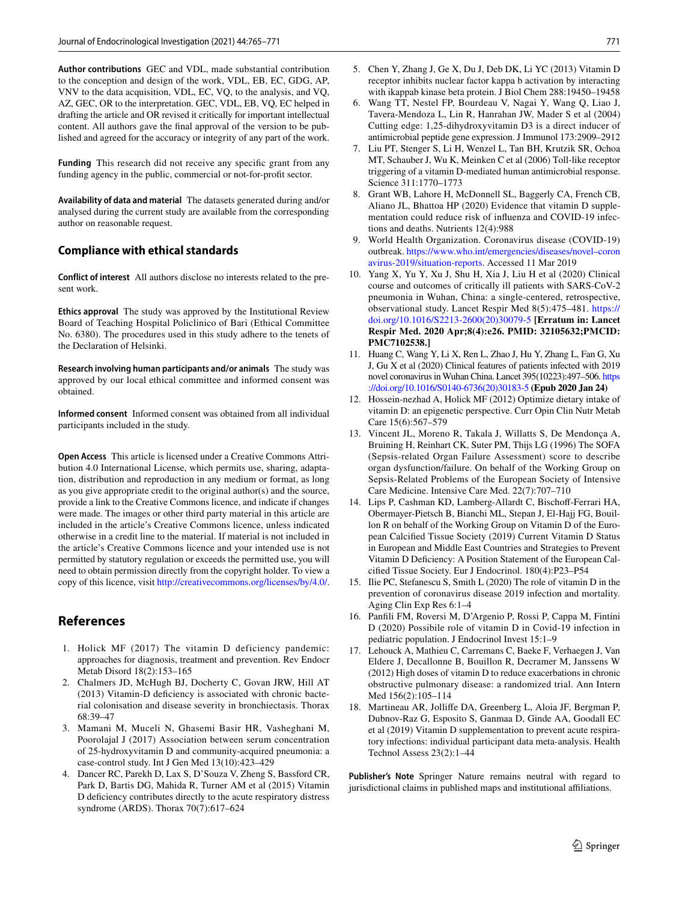**Author contributions** GEC and VDL, made substantial contribution to the conception and design of the work, VDL, EB, EC, GDG, AP, VNV to the data acquisition, VDL, EC, VQ, to the analysis, and VQ, AZ, GEC, OR to the interpretation. GEC, VDL, EB, VQ, EC helped in drafting the article and OR revised it critically for important intellectual content. All authors gave the final approval of the version to be published and agreed for the accuracy or integrity of any part of the work.

**Funding** This research did not receive any specific grant from any funding agency in the public, commercial or not-for-profit sector.

**Availability of data and material** The datasets generated during and/or analysed during the current study are available from the corresponding author on reasonable request.

## Compliance with ethical standards

**Conflict of interest** All authors disclose no interests related to the present work.

**Ethics approval** The study was approved by the Institutional Review Board of Teaching Hospital Policlinico of Bari (Ethical Committee No. 6380). The procedures used in this study adhere to the tenets of the Declaration of Helsinki.

**Research involving human participants and/or animals** The study was approved by our local ethical committee and informed consent was obtained.

**Informed consent** Informed consent was obtained from all individual participants included in the study.

**Open Access** This article is licensed under a Creative Commons Attribution 4.0 International License, which permits use, sharing, adaptation, distribution and reproduction in any medium or format, as long as you give appropriate credit to the original author(s) and the source, provide a link to the Creative Commons licence, and indicate if changes were made. The images or other third party material in this article are included in the article's Creative Commons licence, unless indicated otherwise in a credit line to the material. If material is not included in the article's Creative Commons licence and your intended use is not permitted by statutory regulation or exceeds the permitted use, you will need to obtain permission directly from the copyright holder. To view a copy of this licence, visit http://creativecommons.org/licenses/by/4.0/.

## References

1. Holick MF (2017) The vitamin D deficiency pandemic: approaches for diagnosis, treatment and prevention. Rev Endocr Metab Disord 18(2):153–165
2. Chalmers JD, McHugh BJ, Docherty C, Govan JRW, Hill AT (2013) Vitamin-D deficiency is associated with chronic bacterial colonisation and disease severity in bronchiectasis. Thorax 68:39–47
3. Mamani M, Muceli N, Ghasemi Basir HR, Vasheghani M, Poorolajal J (2017) Association between serum concentration of 25-hydroxyvitamin D and community-acquired pneumonia: a case-control study. Int J Gen Med 13(10):423–429
4. Dancer RC, Parekh D, Lax S, D'Souza V, Zheng S, Bassford CR, Park D, Bartis DG, Mahida R, Turner AM et al (2015) Vitamin D deficiency contributes directly to the acute respiratory distress syndrome (ARDS). Thorax 70(7):617–624
5. Chen Y, Zhang J, Ge X, Du J, Deb DK, Li YC (2013) Vitamin D receptor inhibits nuclear factor kappa b activation by interacting with ikappab kinase beta protein. J Biol Chem 288:19450–19458
6. Wang TT, Nestel FP, Bourdeau V, Nagai Y, Wang Q, Liao J, Tavera-Mendoza L, Lin R, Hanrahan JW, Mader S et al (2004) Cutting edge: 1,25-dihydroxyvitamin D3 is a direct inducer of antimicrobial peptide gene expression. J Immunol 173:2909–2912
7. Liu PT, Stenger S, Li H, Wenzel L, Tan BH, Krutzik SR, Ochoa MT, Schauber J, Wu K, Meinken C et al (2006) Toll-like receptor triggering of a vitamin D-mediated human antimicrobial response. Science 311:1770–1773
8. Grant WB, Lahore H, McDonnell SL, Baggerly CA, French CB, Aliano JL, Bhattoa HP (2020) Evidence that vitamin D supplementation could reduce risk of influenza and COVID-19 infections and deaths. Nutrients 12(4):988
9. World Health Organization. Coronavirus disease (COVID-19) outbreak. https://www.who.int/emergencies/diseases/novel-coronavirus-2019/situation-reports. Accessed 11 Mar 2019
10. Yang X, Yu Y, Xu J, Shu H, Xia J, Liu H et al (2020) Clinical course and outcomes of critically ill patients with SARS-CoV-2 pneumonia in Wuhan, China: a single-centered, retrospective, observational study. Lancet Respir Med 8(5):475–481. https://doi.org/10.1016/S2213-2600(20)30079-5 **[Erratum in: Lancet Respir Med. 2020 Apr;8(4):e26. PMID: 32105632;PMCID: PMC7102538.]**
11. Huang C, Wang Y, Li X, Ren L, Zhao J, Hu Y, Zhang L, Fan G, Xu J, Gu X et al (2020) Clinical features of patients infected with 2019 novel coronavirus in Wuhan China. Lancet 395(10223):497–506. https://doi.org/10.1016/S0140-6736(20)30183-5 **(Epub 2020 Jan 24)**
12. Hossein-nezhad A, Holick MF (2012) Optimize dietary intake of vitamin D: an epigenetic perspective. Curr Opin Clin Nutr Metab Care 15(6):567–579
13. Vincent JL, Moreno R, Takala J, Willatts S, De Mendonça A, Bruining H, Reinhart CK, Suter PM, Thijs LG (1996) The SOFA (Sepsis-related Organ Failure Assessment) score to describe organ dysfunction/failure. On behalf of the Working Group on Sepsis-Related Problems of the European Society of Intensive Care Medicine. Intensive Care Med. 22(7):707–710
14. Lips P, Cashman KD, Lamberg-Allardt C, Bischoff-Ferrari HA, Obermayer-Pietsch B, Bianchi ML, Stepan J, El-Hajj FG, Bouillon R on behalf of the Working Group on Vitamin D of the European Calcified Tissue Society (2019) Current Vitamin D Status in European and Middle East Countries and Strategies to Prevent Vitamin D Deficiency: A Position Statement of the European Calcified Tissue Society. Eur J Endocrinol. 180(4):P23–P54
15. Ilie PC, Stefanescu S, Smith L (2020) The role of vitamin D in the prevention of coronavirus disease 2019 infection and mortality. Aging Clin Exp Res 6:1–4
16. Panfili FM, Roversi M, D'Argenio P, Rossi P, Cappa M, Fintini D (2020) Possibile role of vitamin D in Covid-19 infection in pediatric population. J Endocrinol Invest 15:1–9
17. Lehouck A, Mathieu C, Carremans C, Baeke F, Verhaegen J, Van Eldere J, Decallonne B, Bouillon R, Decramer M, Janssens W (2012) High doses of vitamin D to reduce exacerbations in chronic obstructive pulmonary disease: a randomized trial. Ann Intern Med 156(2):105–114
18. Martineau AR, Jolliffe DA, Greenberg L, Aloia JF, Bergman P, Dubnov-Raz G, Esposito S, Ganmaa D, Ginde AA, Goodall EC et al (2019) Vitamin D supplementation to prevent acute respiratory infections: individual participant data meta-analysis. Health Technol Assess 23(2):1–44

**Publisher's Note** Springer Nature remains neutral with regard to jurisdictional claims in published maps and institutional affiliations.